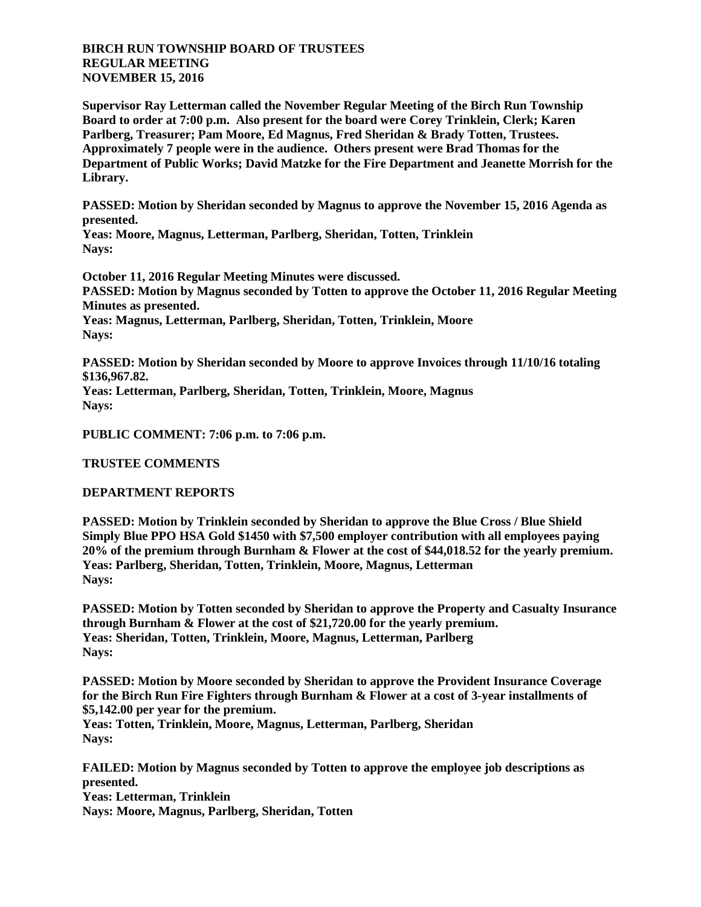**BIRCH RUN TOWNSHIP BOARD OF TRUSTEES**
**REGULAR MEETING**
**NOVEMBER 15, 2016**

**Supervisor Ray Letterman called the November Regular Meeting of the Birch Run Township Board to order at 7:00 p.m. Also present for the board were Corey Trinklein, Clerk; Karen Parlberg, Treasurer; Pam Moore, Ed Magnus, Fred Sheridan & Brady Totten, Trustees. Approximately 7 people were in the audience. Others present were Brad Thomas for the Department of Public Works; David Matzke for the Fire Department and Jeanette Morrish for the Library.**

**PASSED: Motion by Sheridan seconded by Magnus to approve the November 15, 2016 Agenda as presented.**
**Yeas: Moore, Magnus, Letterman, Parlberg, Sheridan, Totten, Trinklein**
**Nays:**

**October 11, 2016 Regular Meeting Minutes were discussed.**
**PASSED: Motion by Magnus seconded by Totten to approve the October 11, 2016 Regular Meeting Minutes as presented.**
**Yeas: Magnus, Letterman, Parlberg, Sheridan, Totten, Trinklein, Moore**
**Nays:**

**PASSED: Motion by Sheridan seconded by Moore to approve Invoices through 11/10/16 totaling $136,967.82.**
**Yeas: Letterman, Parlberg, Sheridan, Totten, Trinklein, Moore, Magnus**
**Nays:**

**PUBLIC COMMENT: 7:06 p.m. to 7:06 p.m.**

**TRUSTEE COMMENTS**

**DEPARTMENT REPORTS**

**PASSED: Motion by Trinklein seconded by Sheridan to approve the Blue Cross / Blue Shield Simply Blue PPO HSA Gold $1450 with $7,500 employer contribution with all employees paying 20% of the premium through Burnham & Flower at the cost of $44,018.52 for the yearly premium.**
**Yeas: Parlberg, Sheridan, Totten, Trinklein, Moore, Magnus, Letterman**
**Nays:**

**PASSED: Motion by Totten seconded by Sheridan to approve the Property and Casualty Insurance through Burnham & Flower at the cost of $21,720.00 for the yearly premium.**
**Yeas: Sheridan, Totten, Trinklein, Moore, Magnus, Letterman, Parlberg**
**Nays:**

**PASSED: Motion by Moore seconded by Sheridan to approve the Provident Insurance Coverage for the Birch Run Fire Fighters through Burnham & Flower at a cost of 3-year installments of $5,142.00 per year for the premium.**
**Yeas: Totten, Trinklein, Moore, Magnus, Letterman, Parlberg, Sheridan**
**Nays:**

**FAILED: Motion by Magnus seconded by Totten to approve the employee job descriptions as presented.**
**Yeas: Letterman, Trinklein**
**Nays: Moore, Magnus, Parlberg, Sheridan, Totten**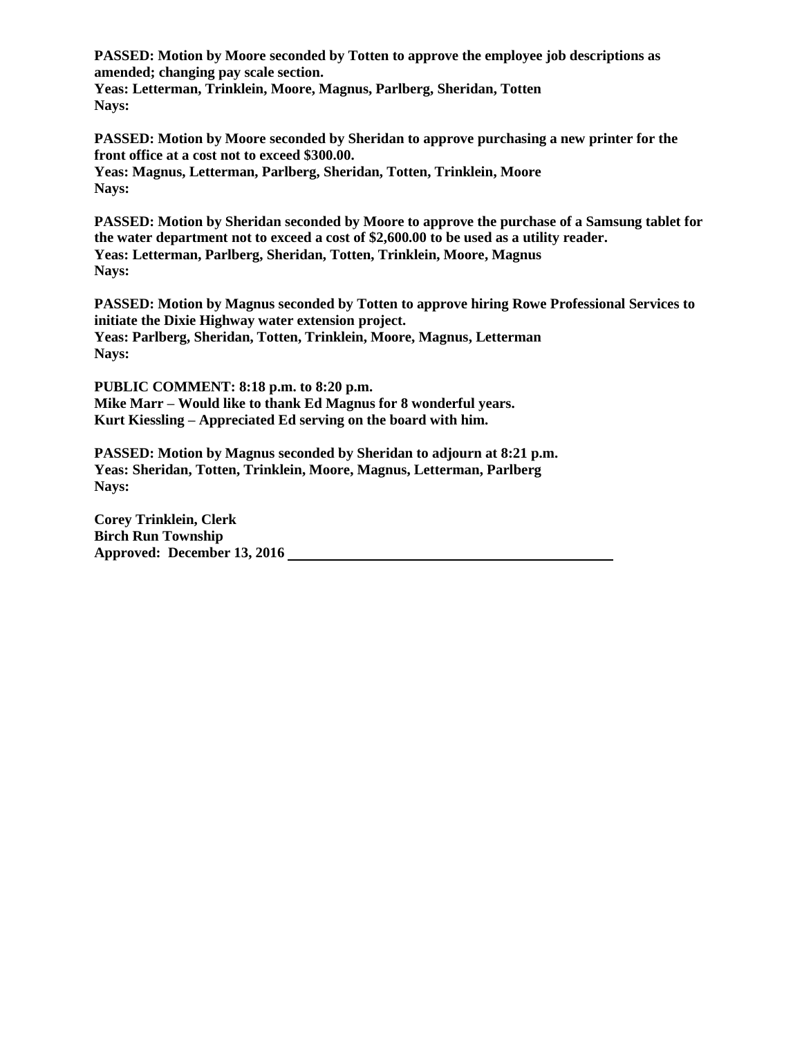**PASSED: Motion by Moore seconded by Totten to approve the employee job descriptions as amended; changing pay scale section.**
**Yeas: Letterman, Trinklein, Moore, Magnus, Parlberg, Sheridan, Totten**
**Nays:**

**PASSED: Motion by Moore seconded by Sheridan to approve purchasing a new printer for the front office at a cost not to exceed $300.00.**
**Yeas: Magnus, Letterman, Parlberg, Sheridan, Totten, Trinklein, Moore**
**Nays:**

**PASSED: Motion by Sheridan seconded by Moore to approve the purchase of a Samsung tablet for the water department not to exceed a cost of $2,600.00 to be used as a utility reader.**
**Yeas: Letterman, Parlberg, Sheridan, Totten, Trinklein, Moore, Magnus**
**Nays:**

**PASSED: Motion by Magnus seconded by Totten to approve hiring Rowe Professional Services to initiate the Dixie Highway water extension project.**
**Yeas: Parlberg, Sheridan, Totten, Trinklein, Moore, Magnus, Letterman**
**Nays:**

**PUBLIC COMMENT: 8:18 p.m. to 8:20 p.m.**
**Mike Marr – Would like to thank Ed Magnus for 8 wonderful years.**
**Kurt Kiessling – Appreciated Ed serving on the board with him.**

**PASSED: Motion by Magnus seconded by Sheridan to adjourn at 8:21 p.m.**
**Yeas: Sheridan, Totten, Trinklein, Moore, Magnus, Letterman, Parlberg**
**Nays:**

**Corey Trinklein, Clerk**
**Birch Run Township**
**Approved: December 13, 2016** ______________________________